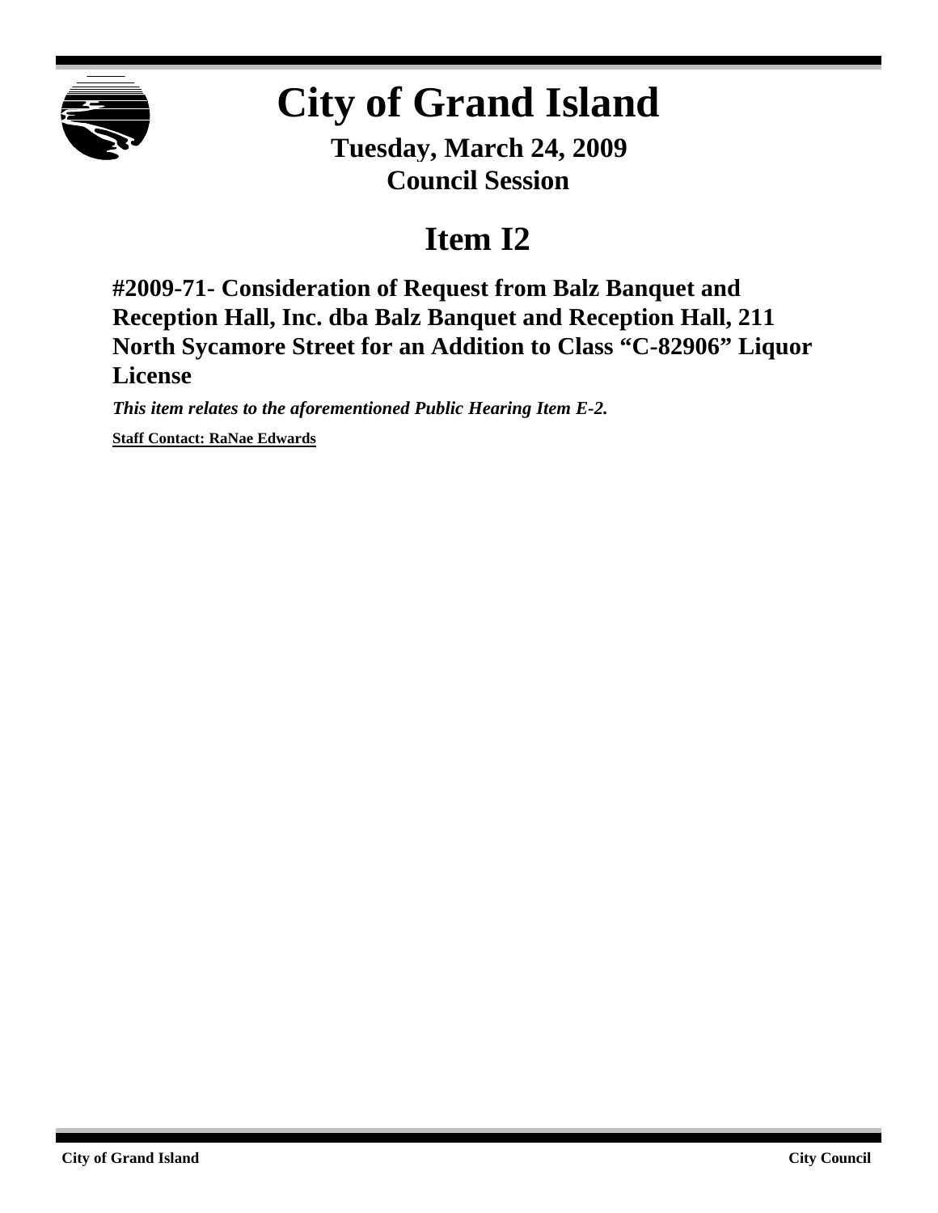# City of Grand Island

**Tuesday, March 24, 2009**
**Council Session**

## Item I2

### #2009-71- Consideration of Request from Balz Banquet and Reception Hall, Inc. dba Balz Banquet and Reception Hall, 211 North Sycamore Street for an Addition to Class "C-82906" Liquor License

***This item relates to the aforementioned Public Hearing Item E-2.***

**Staff Contact: RaNae Edwards**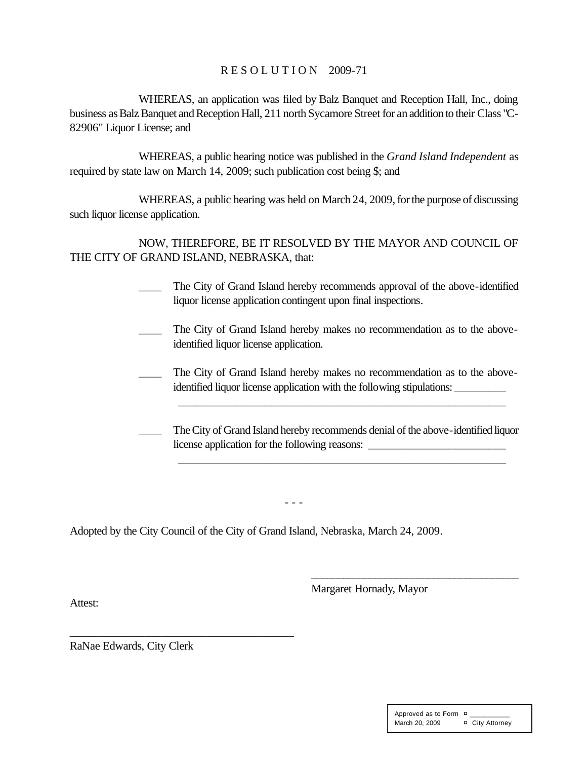# RESOLUTION 2009-71

WHEREAS, an application was filed by Balz Banquet and Reception Hall, Inc., doing business as Balz Banquet and Reception Hall, 211 north Sycamore Street for an addition to their Class "C-82906" Liquor License; and

WHEREAS, a public hearing notice was published in the *Grand Island Independent* as required by state law on March 14, 2009; such publication cost being $; and

WHEREAS, a public hearing was held on March 24, 2009, for the purpose of discussing such liquor license application.

NOW, THEREFORE, BE IT RESOLVED BY THE MAYOR AND COUNCIL OF THE CITY OF GRAND ISLAND, NEBRASKA, that:

____ The City of Grand Island hereby recommends approval of the above-identified liquor license application contingent upon final inspections.

____ The City of Grand Island hereby makes no recommendation as to the above-identified liquor license application.

____ The City of Grand Island hereby makes no recommendation as to the above-identified liquor license application with the following stipulations: _________
_____________________________________________________________

____ The City of Grand Island hereby recommends denial of the above-identified liquor license application for the following reasons: ________________________
_____________________________________________________________

- - -

Adopted by the City Council of the City of Grand Island, Nebraska, March 24, 2009.

_____________________________________
Margaret Hornady, Mayor

Attest:

_____________________________________
RaNae Edwards, City Clerk

| | |
|---|---|
| Approved as to Form | ¤ __________ |
| March 20, 2009 | ¤ City Attorney |